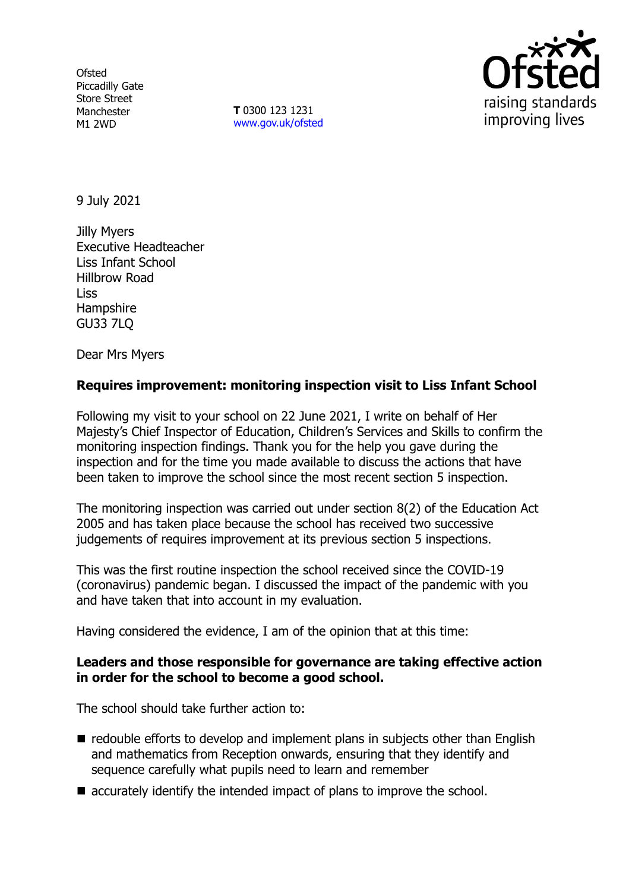Ofsted
Piccadilly Gate
Store Street
Manchester
M1 2WD

**T** 0300 123 1231
www.gov.uk/ofsted

9 July 2021

Jilly Myers
Executive Headteacher
Liss Infant School
Hillbrow Road
Liss
Hampshire
GU33 7LQ

Dear Mrs Myers

**Requires improvement: monitoring inspection visit to Liss Infant School**

Following my visit to your school on 22 June 2021, I write on behalf of Her Majesty's Chief Inspector of Education, Children's Services and Skills to confirm the monitoring inspection findings. Thank you for the help you gave during the inspection and for the time you made available to discuss the actions that have been taken to improve the school since the most recent section 5 inspection.

The monitoring inspection was carried out under section 8(2) of the Education Act 2005 and has taken place because the school has received two successive judgements of requires improvement at its previous section 5 inspections.

This was the first routine inspection the school received since the COVID-19 (coronavirus) pandemic began. I discussed the impact of the pandemic with you and have taken that into account in my evaluation.

Having considered the evidence, I am of the opinion that at this time:

**Leaders and those responsible for governance are taking effective action in order for the school to become a good school.**

The school should take further action to:

- redouble efforts to develop and implement plans in subjects other than English and mathematics from Reception onwards, ensuring that they identify and sequence carefully what pupils need to learn and remember
- accurately identify the intended impact of plans to improve the school.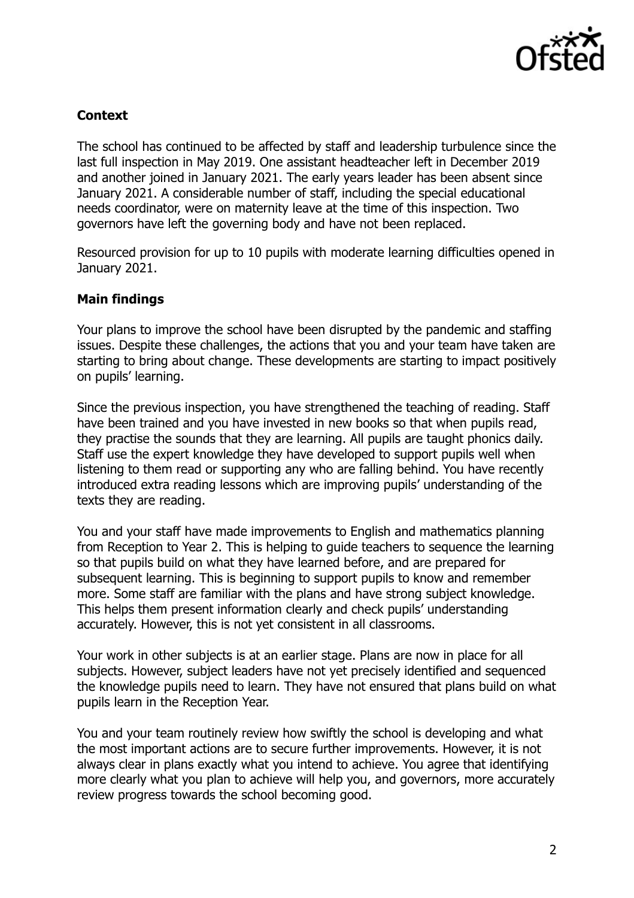## Context

The school has continued to be affected by staff and leadership turbulence since the last full inspection in May 2019. One assistant headteacher left in December 2019 and another joined in January 2021. The early years leader has been absent since January 2021. A considerable number of staff, including the special educational needs coordinator, were on maternity leave at the time of this inspection. Two governors have left the governing body and have not been replaced.

Resourced provision for up to 10 pupils with moderate learning difficulties opened in January 2021.

## Main findings

Your plans to improve the school have been disrupted by the pandemic and staffing issues. Despite these challenges, the actions that you and your team have taken are starting to bring about change. These developments are starting to impact positively on pupils' learning.

Since the previous inspection, you have strengthened the teaching of reading. Staff have been trained and you have invested in new books so that when pupils read, they practise the sounds that they are learning. All pupils are taught phonics daily. Staff use the expert knowledge they have developed to support pupils well when listening to them read or supporting any who are falling behind. You have recently introduced extra reading lessons which are improving pupils' understanding of the texts they are reading.

You and your staff have made improvements to English and mathematics planning from Reception to Year 2. This is helping to guide teachers to sequence the learning so that pupils build on what they have learned before, and are prepared for subsequent learning. This is beginning to support pupils to know and remember more. Some staff are familiar with the plans and have strong subject knowledge. This helps them present information clearly and check pupils' understanding accurately. However, this is not yet consistent in all classrooms.

Your work in other subjects is at an earlier stage. Plans are now in place for all subjects. However, subject leaders have not yet precisely identified and sequenced the knowledge pupils need to learn. They have not ensured that plans build on what pupils learn in the Reception Year.

You and your team routinely review how swiftly the school is developing and what the most important actions are to secure further improvements. However, it is not always clear in plans exactly what you intend to achieve. You agree that identifying more clearly what you plan to achieve will help you, and governors, more accurately review progress towards the school becoming good.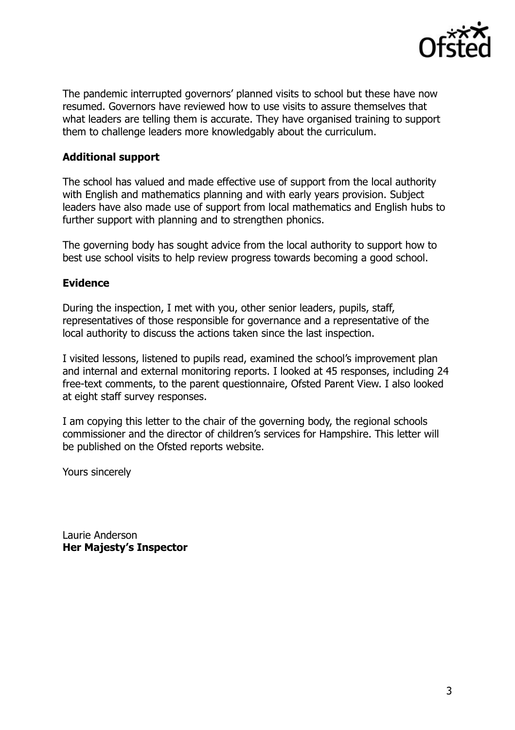The pandemic interrupted governors' planned visits to school but these have now resumed. Governors have reviewed how to use visits to assure themselves that what leaders are telling them is accurate. They have organised training to support them to challenge leaders more knowledgably about the curriculum.

**Additional support**

The school has valued and made effective use of support from the local authority with English and mathematics planning and with early years provision. Subject leaders have also made use of support from local mathematics and English hubs to further support with planning and to strengthen phonics.

The governing body has sought advice from the local authority to support how to best use school visits to help review progress towards becoming a good school.

**Evidence**

During the inspection, I met with you, other senior leaders, pupils, staff, representatives of those responsible for governance and a representative of the local authority to discuss the actions taken since the last inspection.

I visited lessons, listened to pupils read, examined the school's improvement plan and internal and external monitoring reports. I looked at 45 responses, including 24 free-text comments, to the parent questionnaire, Ofsted Parent View. I also looked at eight staff survey responses.

I am copying this letter to the chair of the governing body, the regional schools commissioner and the director of children's services for Hampshire. This letter will be published on the Ofsted reports website.

Yours sincerely

Laurie Anderson
**Her Majesty's Inspector**